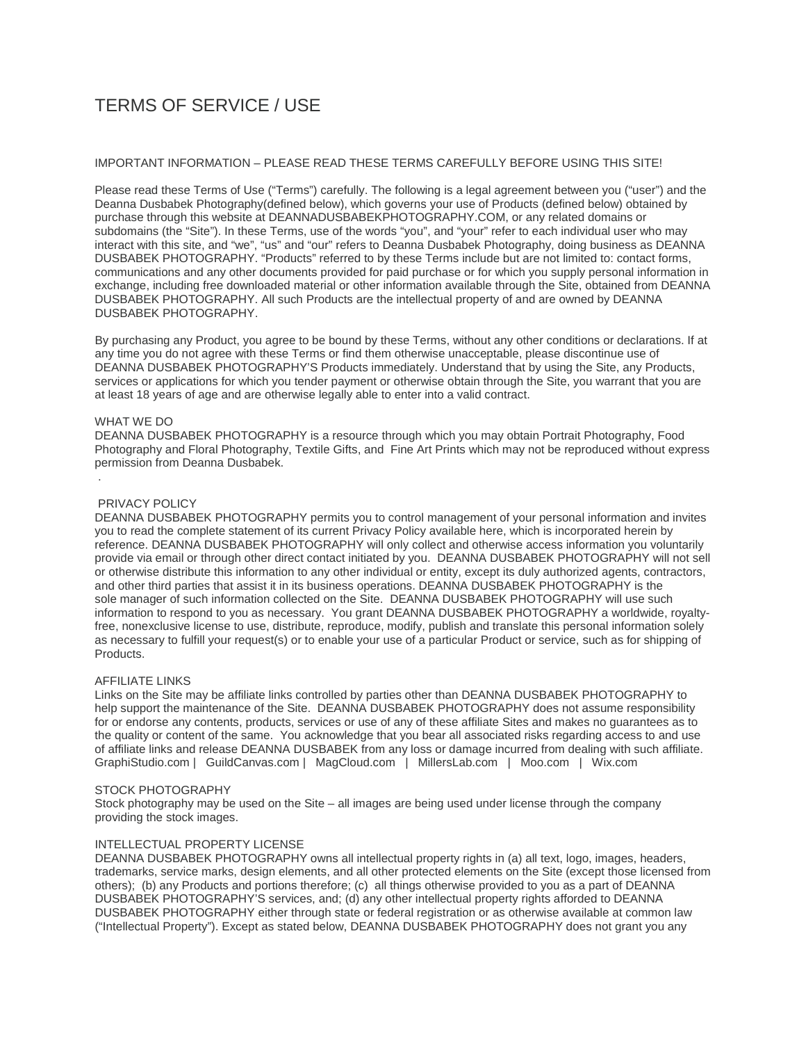# TERMS OF SERVICE / USE

IMPORTANT INFORMATION – PLEASE READ THESE TERMS CAREFULLY BEFORE USING THIS SITE!

Please read these Terms of Use ("Terms") carefully. The following is a legal agreement between you ("user") and the Deanna Dusbabek Photography(defined below), which governs your use of Products (defined below) obtained by purchase through this website at DEANNADUSBABEKPHOTOGRAPHY.COM, or any related domains or subdomains (the "Site"). In these Terms, use of the words "you", and "your" refer to each individual user who may interact with this site, and "we", "us" and "our" refers to Deanna Dusbabek Photography, doing business as DEANNA DUSBABEK PHOTOGRAPHY. "Products" referred to by these Terms include but are not limited to: contact forms, communications and any other documents provided for paid purchase or for which you supply personal information in exchange, including free downloaded material or other information available through the Site, obtained from DEANNA DUSBABEK PHOTOGRAPHY. All such Products are the intellectual property of and are owned by DEANNA DUSBABEK PHOTOGRAPHY.

By purchasing any Product, you agree to be bound by these Terms, without any other conditions or declarations. If at any time you do not agree with these Terms or find them otherwise unacceptable, please discontinue use of DEANNA DUSBABEK PHOTOGRAPHY'S Products immediately. Understand that by using the Site, any Products, services or applications for which you tender payment or otherwise obtain through the Site, you warrant that you are at least 18 years of age and are otherwise legally able to enter into a valid contract.

WHAT WE DO
DEANNA DUSBABEK PHOTOGRAPHY is a resource through which you may obtain Portrait Photography, Food Photography and Floral Photography, Textile Gifts, and Fine Art Prints which may not be reproduced without express permission from Deanna Dusbabek.

.

PRIVACY POLICY
DEANNA DUSBABEK PHOTOGRAPHY permits you to control management of your personal information and invites you to read the complete statement of its current Privacy Policy available here, which is incorporated herein by reference. DEANNA DUSBABEK PHOTOGRAPHY will only collect and otherwise access information you voluntarily provide via email or through other direct contact initiated by you. DEANNA DUSBABEK PHOTOGRAPHY will not sell or otherwise distribute this information to any other individual or entity, except its duly authorized agents, contractors, and other third parties that assist it in its business operations. DEANNA DUSBABEK PHOTOGRAPHY is the sole manager of such information collected on the Site. DEANNA DUSBABEK PHOTOGRAPHY will use such information to respond to you as necessary. You grant DEANNA DUSBABEK PHOTOGRAPHY a worldwide, royalty-free, nonexclusive license to use, distribute, reproduce, modify, publish and translate this personal information solely as necessary to fulfill your request(s) or to enable your use of a particular Product or service, such as for shipping of Products.

AFFILIATE LINKS
Links on the Site may be affiliate links controlled by parties other than DEANNA DUSBABEK PHOTOGRAPHY to help support the maintenance of the Site. DEANNA DUSBABEK PHOTOGRAPHY does not assume responsibility for or endorse any contents, products, services or use of any of these affiliate Sites and makes no guarantees as to the quality or content of the same. You acknowledge that you bear all associated risks regarding access to and use of affiliate links and release DEANNA DUSBABEK from any loss or damage incurred from dealing with such affiliate.
GraphiStudio.com | GuildCanvas.com | MagCloud.com | MillersLab.com | Moo.com | Wix.com

STOCK PHOTOGRAPHY
Stock photography may be used on the Site – all images are being used under license through the company providing the stock images.

INTELLECTUAL PROPERTY LICENSE
DEANNA DUSBABEK PHOTOGRAPHY owns all intellectual property rights in (a) all text, logo, images, headers, trademarks, service marks, design elements, and all other protected elements on the Site (except those licensed from others); (b) any Products and portions therefore; (c) all things otherwise provided to you as a part of DEANNA DUSBABEK PHOTOGRAPHY'S services, and; (d) any other intellectual property rights afforded to DEANNA DUSBABEK PHOTOGRAPHY either through state or federal registration or as otherwise available at common law ("Intellectual Property"). Except as stated below, DEANNA DUSBABEK PHOTOGRAPHY does not grant you any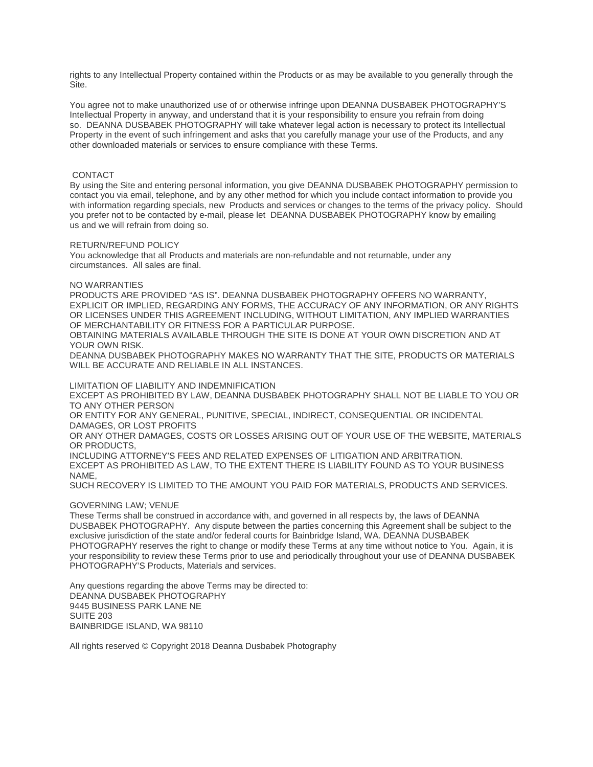rights to any Intellectual Property contained within the Products or as may be available to you generally through the Site.

You agree not to make unauthorized use of or otherwise infringe upon DEANNA DUSBABEK PHOTOGRAPHY'S Intellectual Property in anyway, and understand that it is your responsibility to ensure you refrain from doing so. DEANNA DUSBABEK PHOTOGRAPHY will take whatever legal action is necessary to protect its Intellectual Property in the event of such infringement and asks that you carefully manage your use of the Products, and any other downloaded materials or services to ensure compliance with these Terms.

## CONTACT

By using the Site and entering personal information, you give DEANNA DUSBABEK PHOTOGRAPHY permission to contact you via email, telephone, and by any other method for which you include contact information to provide you with information regarding specials, new Products and services or changes to the terms of the privacy policy. Should you prefer not to be contacted by e-mail, please let DEANNA DUSBABEK PHOTOGRAPHY know by emailing us and we will refrain from doing so.

## RETURN/REFUND POLICY

You acknowledge that all Products and materials are non-refundable and not returnable, under any circumstances. All sales are final.

## NO WARRANTIES

PRODUCTS ARE PROVIDED "AS IS". DEANNA DUSBABEK PHOTOGRAPHY OFFERS NO WARRANTY, EXPLICIT OR IMPLIED, REGARDING ANY FORMS, THE ACCURACY OF ANY INFORMATION, OR ANY RIGHTS OR LICENSES UNDER THIS AGREEMENT INCLUDING, WITHOUT LIMITATION, ANY IMPLIED WARRANTIES OF MERCHANTABILITY OR FITNESS FOR A PARTICULAR PURPOSE.
OBTAINING MATERIALS AVAILABLE THROUGH THE SITE IS DONE AT YOUR OWN DISCRETION AND AT YOUR OWN RISK.
DEANNA DUSBABEK PHOTOGRAPHY MAKES NO WARRANTY THAT THE SITE, PRODUCTS OR MATERIALS WILL BE ACCURATE AND RELIABLE IN ALL INSTANCES.

## LIMITATION OF LIABILITY AND INDEMNIFICATION

EXCEPT AS PROHIBITED BY LAW, DEANNA DUSBABEK PHOTOGRAPHY SHALL NOT BE LIABLE TO YOU OR TO ANY OTHER PERSON
OR ENTITY FOR ANY GENERAL, PUNITIVE, SPECIAL, INDIRECT, CONSEQUENTIAL OR INCIDENTAL DAMAGES, OR LOST PROFITS
OR ANY OTHER DAMAGES, COSTS OR LOSSES ARISING OUT OF YOUR USE OF THE WEBSITE, MATERIALS OR PRODUCTS,
INCLUDING ATTORNEY'S FEES AND RELATED EXPENSES OF LITIGATION AND ARBITRATION.
EXCEPT AS PROHIBITED AS LAW, TO THE EXTENT THERE IS LIABILITY FOUND AS TO YOUR BUSINESS NAME,
SUCH RECOVERY IS LIMITED TO THE AMOUNT YOU PAID FOR MATERIALS, PRODUCTS AND SERVICES.

## GOVERNING LAW; VENUE

These Terms shall be construed in accordance with, and governed in all respects by, the laws of DEANNA DUSBABEK PHOTOGRAPHY. Any dispute between the parties concerning this Agreement shall be subject to the exclusive jurisdiction of the state and/or federal courts for Bainbridge Island, WA. DEANNA DUSBABEK PHOTOGRAPHY reserves the right to change or modify these Terms at any time without notice to You. Again, it is your responsibility to review these Terms prior to use and periodically throughout your use of DEANNA DUSBABEK PHOTOGRAPHY'S Products, Materials and services.

Any questions regarding the above Terms may be directed to:
DEANNA DUSBABEK PHOTOGRAPHY
9445 BUSINESS PARK LANE NE
SUITE 203
BAINBRIDGE ISLAND, WA 98110

All rights reserved © Copyright 2018 Deanna Dusbabek Photography